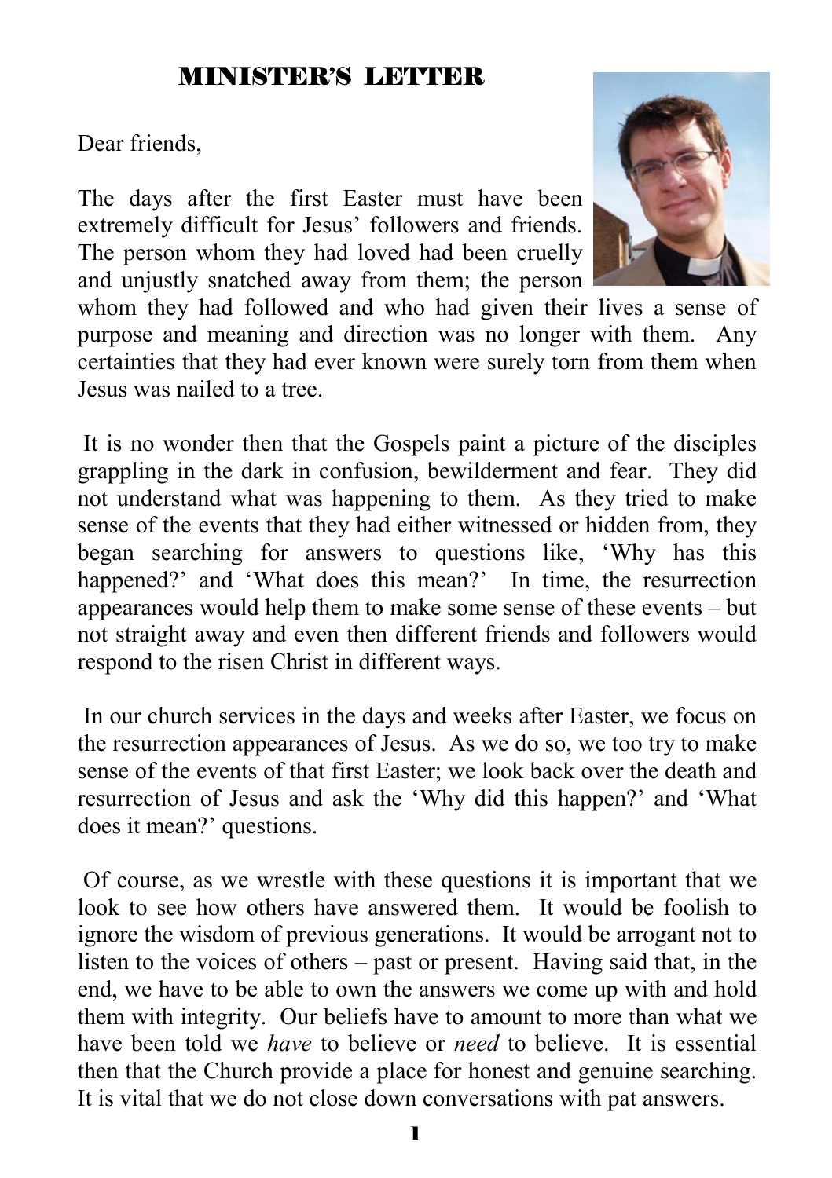# MINISTER'S LETTER

Dear friends,

The days after the first Easter must have been extremely difficult for Jesus' followers and friends. The person whom they had loved had been cruelly and unjustly snatched away from them; the person whom they had followed and who had given their lives a sense of purpose and meaning and direction was no longer with them. Any certainties that they had ever known were surely torn from them when Jesus was nailed to a tree.

It is no wonder then that the Gospels paint a picture of the disciples grappling in the dark in confusion, bewilderment and fear. They did not understand what was happening to them. As they tried to make sense of the events that they had either witnessed or hidden from, they began searching for answers to questions like, 'Why has this happened?' and 'What does this mean?' In time, the resurrection appearances would help them to make some sense of these events – but not straight away and even then different friends and followers would respond to the risen Christ in different ways.

In our church services in the days and weeks after Easter, we focus on the resurrection appearances of Jesus. As we do so, we too try to make sense of the events of that first Easter; we look back over the death and resurrection of Jesus and ask the 'Why did this happen?' and 'What does it mean?' questions.

Of course, as we wrestle with these questions it is important that we look to see how others have answered them. It would be foolish to ignore the wisdom of previous generations. It would be arrogant not to listen to the voices of others – past or present. Having said that, in the end, we have to be able to own the answers we come up with and hold them with integrity. Our beliefs have to amount to more than what we have been told we *have* to believe or *need* to believe. It is essential then that the Church provide a place for honest and genuine searching. It is vital that we do not close down conversations with pat answers.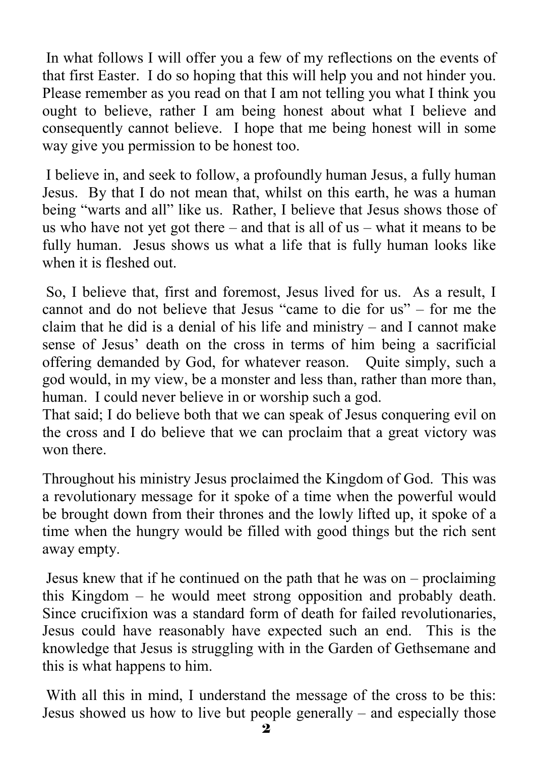In what follows I will offer you a few of my reflections on the events of that first Easter. I do so hoping that this will help you and not hinder you. Please remember as you read on that I am not telling you what I think you ought to believe, rather I am being honest about what I believe and consequently cannot believe. I hope that me being honest will in some way give you permission to be honest too.

I believe in, and seek to follow, a profoundly human Jesus, a fully human Jesus. By that I do not mean that, whilst on this earth, he was a human being "warts and all" like us. Rather, I believe that Jesus shows those of us who have not yet got there – and that is all of us – what it means to be fully human. Jesus shows us what a life that is fully human looks like when it is fleshed out.

So, I believe that, first and foremost, Jesus lived for us. As a result, I cannot and do not believe that Jesus "came to die for us" – for me the claim that he did is a denial of his life and ministry – and I cannot make sense of Jesus' death on the cross in terms of him being a sacrificial offering demanded by God, for whatever reason. Quite simply, such a god would, in my view, be a monster and less than, rather than more than, human. I could never believe in or worship such a god.
That said; I do believe both that we can speak of Jesus conquering evil on the cross and I do believe that we can proclaim that a great victory was won there.

Throughout his ministry Jesus proclaimed the Kingdom of God. This was a revolutionary message for it spoke of a time when the powerful would be brought down from their thrones and the lowly lifted up, it spoke of a time when the hungry would be filled with good things but the rich sent away empty.

Jesus knew that if he continued on the path that he was on – proclaiming this Kingdom – he would meet strong opposition and probably death. Since crucifixion was a standard form of death for failed revolutionaries, Jesus could have reasonably have expected such an end. This is the knowledge that Jesus is struggling with in the Garden of Gethsemane and this is what happens to him.

With all this in mind, I understand the message of the cross to be this: Jesus showed us how to live but people generally – and especially those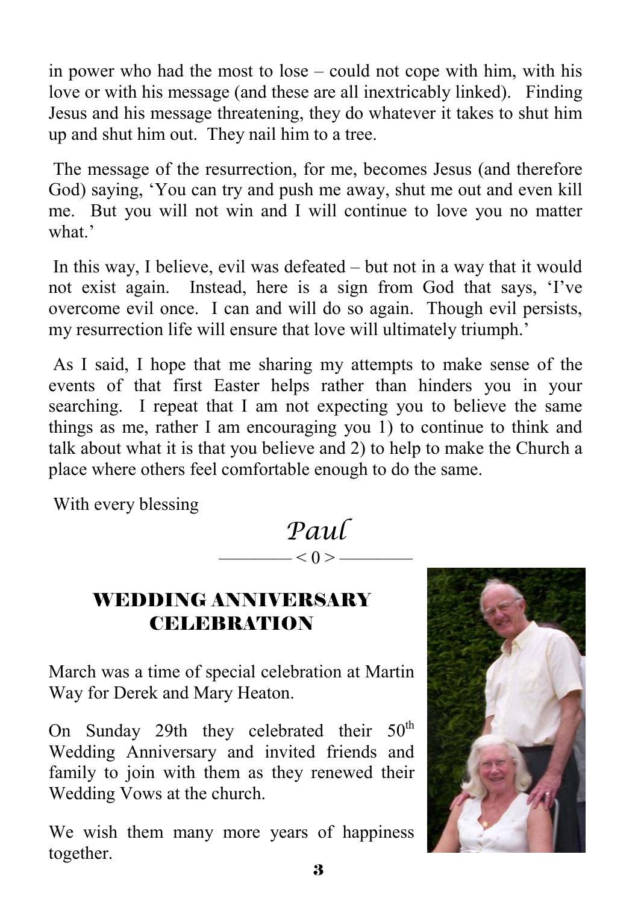in power who had the most to lose – could not cope with him, with his love or with his message (and these are all inextricably linked). Finding Jesus and his message threatening, they do whatever it takes to shut him up and shut him out. They nail him to a tree.

The message of the resurrection, for me, becomes Jesus (and therefore God) saying, 'You can try and push me away, shut me out and even kill me. But you will not win and I will continue to love you no matter what.'

In this way, I believe, evil was defeated – but not in a way that it would not exist again. Instead, here is a sign from God that says, 'I've overcome evil once. I can and will do so again. Though evil persists, my resurrection life will ensure that love will ultimately triumph.'

As I said, I hope that me sharing my attempts to make sense of the events of that first Easter helps rather than hinders you in your searching. I repeat that I am not expecting you to believe the same things as me, rather I am encouraging you 1) to continue to think and talk about what it is that you believe and 2) to help to make the Church a place where others feel comfortable enough to do the same.

With every blessing

*Paul*

———— < 0 > ————

## WEDDING ANNIVERSARY CELEBRATION

March was a time of special celebration at Martin Way for Derek and Mary Heaton.

On Sunday 29th they celebrated their 50th Wedding Anniversary and invited friends and family to join with them as they renewed their Wedding Vows at the church.

We wish them many more years of happiness together.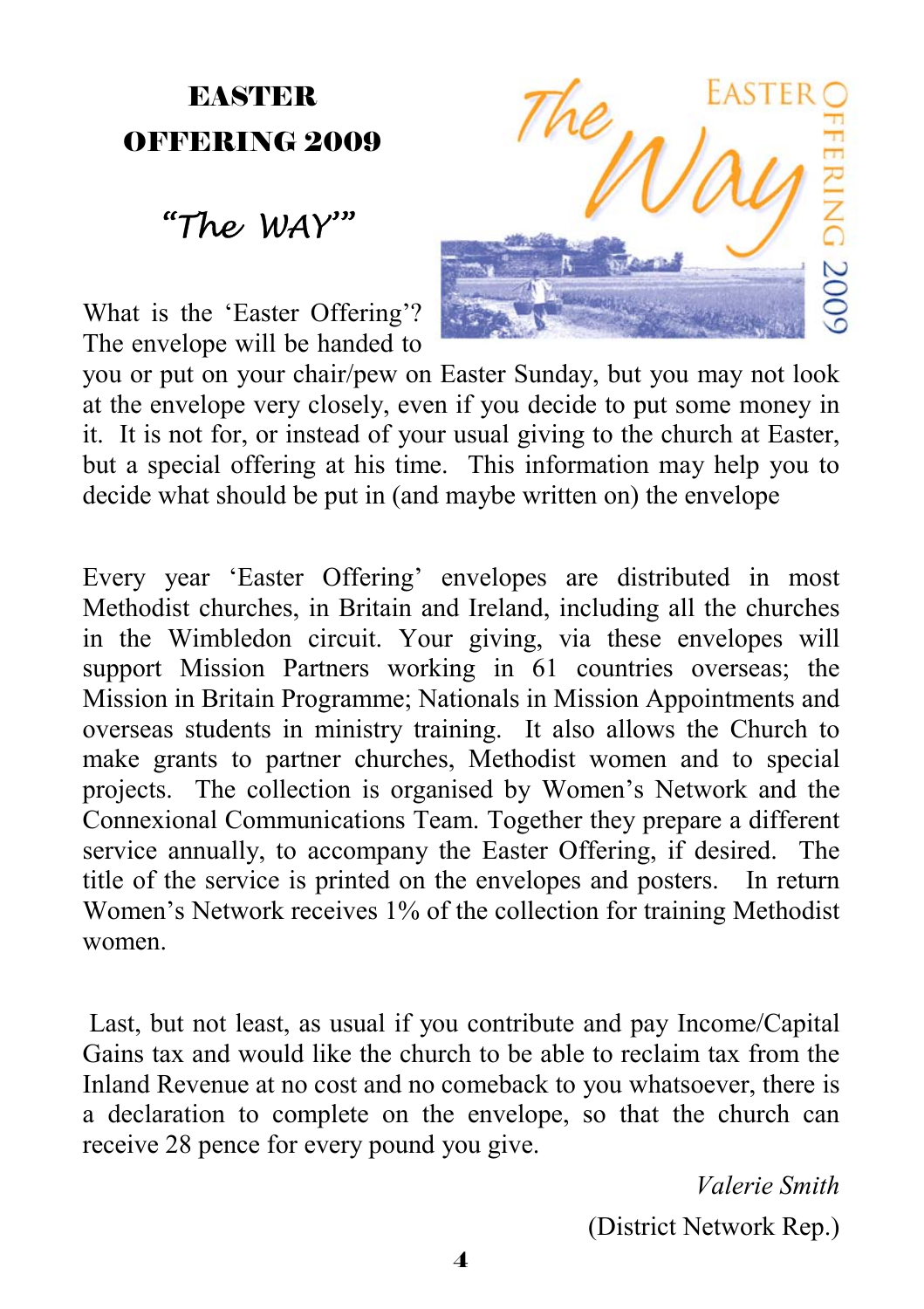# EASTER OFFERING 2009

## "The WAY""

What is the 'Easter Offering'? The envelope will be handed to you or put on your chair/pew on Easter Sunday, but you may not look at the envelope very closely, even if you decide to put some money in it. It is not for, or instead of your usual giving to the church at Easter, but a special offering at his time. This information may help you to decide what should be put in (and maybe written on) the envelope

Every year 'Easter Offering' envelopes are distributed in most Methodist churches, in Britain and Ireland, including all the churches in the Wimbledon circuit. Your giving, via these envelopes will support Mission Partners working in 61 countries overseas; the Mission in Britain Programme; Nationals in Mission Appointments and overseas students in ministry training. It also allows the Church to make grants to partner churches, Methodist women and to special projects. The collection is organised by Women's Network and the Connexional Communications Team. Together they prepare a different service annually, to accompany the Easter Offering, if desired. The title of the service is printed on the envelopes and posters. In return Women's Network receives 1% of the collection for training Methodist women.

Last, but not least, as usual if you contribute and pay Income/Capital Gains tax and would like the church to be able to reclaim tax from the Inland Revenue at no cost and no comeback to you whatsoever, there is a declaration to complete on the envelope, so that the church can receive 28 pence for every pound you give.

*Valerie Smith*

(District Network Rep.)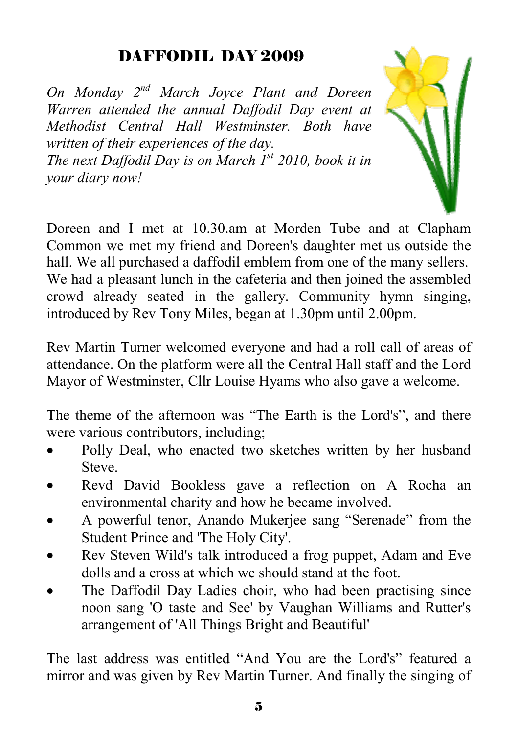## DAFFODIL DAY 2009

*On Monday 2nd March Joyce Plant and Doreen Warren attended the annual Daffodil Day event at Methodist Central Hall Westminster. Both have written of their experiences of the day.*
*The next Daffodil Day is on March 1st 2010, book it in your diary now!*

Doreen and I met at 10.30.am at Morden Tube and at Clapham Common we met my friend and Doreen's daughter met us outside the hall. We all purchased a daffodil emblem from one of the many sellers. We had a pleasant lunch in the cafeteria and then joined the assembled crowd already seated in the gallery. Community hymn singing, introduced by Rev Tony Miles, began at 1.30pm until 2.00pm.

Rev Martin Turner welcomed everyone and had a roll call of areas of attendance. On the platform were all the Central Hall staff and the Lord Mayor of Westminster, Cllr Louise Hyams who also gave a welcome.

The theme of the afternoon was "The Earth is the Lord's", and there were various contributors, including;

- Polly Deal, who enacted two sketches written by her husband Steve.
- Revd David Bookless gave a reflection on A Rocha an environmental charity and how he became involved.
- A powerful tenor, Anando Mukerjee sang "Serenade" from the Student Prince and 'The Holy City'.
- Rev Steven Wild's talk introduced a frog puppet, Adam and Eve dolls and a cross at which we should stand at the foot.
- The Daffodil Day Ladies choir, who had been practising since noon sang 'O taste and See' by Vaughan Williams and Rutter's arrangement of 'All Things Bright and Beautiful'

The last address was entitled "And You are the Lord's" featured a mirror and was given by Rev Martin Turner. And finally the singing of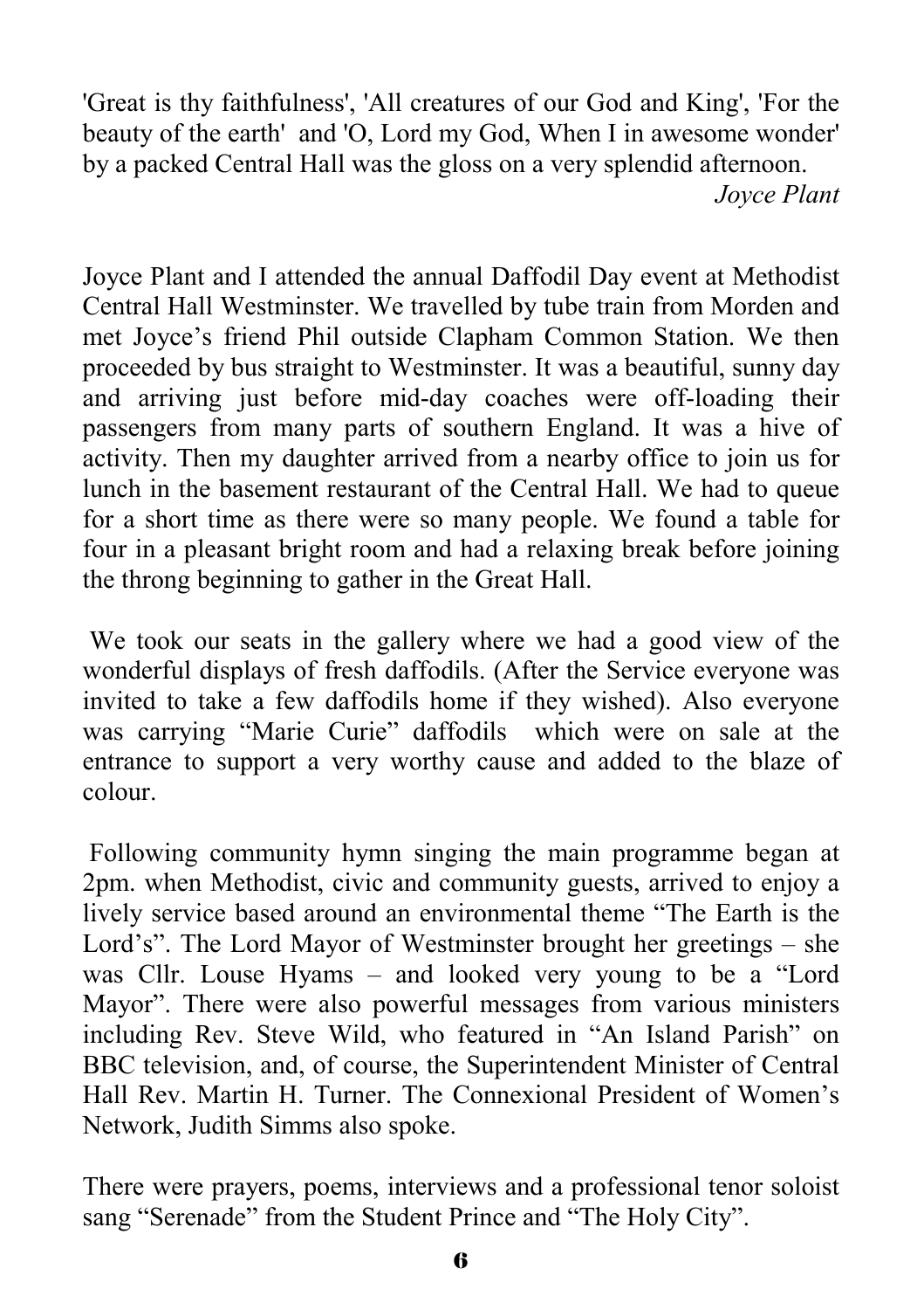'Great is thy faithfulness', 'All creatures of our God and King', 'For the beauty of the earth'  and 'O, Lord my God, When I in awesome wonder' by a packed Central Hall was the gloss on a very splendid afternoon.

*Joyce Plant*

Joyce Plant and I attended the annual Daffodil Day event at Methodist Central Hall Westminster. We travelled by tube train from Morden and met Joyce's friend Phil outside Clapham Common Station. We then proceeded by bus straight to Westminster. It was a beautiful, sunny day and arriving just before mid-day coaches were off-loading their passengers from many parts of southern England. It was a hive of activity. Then my daughter arrived from a nearby office to join us for lunch in the basement restaurant of the Central Hall. We had to queue for a short time as there were so many people. We found a table for four in a pleasant bright room and had a relaxing break before joining the throng beginning to gather in the Great Hall.

We took our seats in the gallery where we had a good view of the wonderful displays of fresh daffodils. (After the Service everyone was invited to take a few daffodils home if they wished). Also everyone was carrying "Marie Curie" daffodils  which were on sale at the entrance to support a very worthy cause and added to the blaze of colour.

Following community hymn singing the main programme began at 2pm. when Methodist, civic and community guests, arrived to enjoy a lively service based around an environmental theme "The Earth is the Lord's". The Lord Mayor of Westminster brought her greetings – she was Cllr. Louse Hyams – and looked very young to be a "Lord Mayor". There were also powerful messages from various ministers including Rev. Steve Wild, who featured in "An Island Parish" on BBC television, and, of course, the Superintendent Minister of Central Hall Rev. Martin H. Turner. The Connexional President of Women's Network, Judith Simms also spoke.

There were prayers, poems, interviews and a professional tenor soloist sang "Serenade" from the Student Prince and "The Holy City".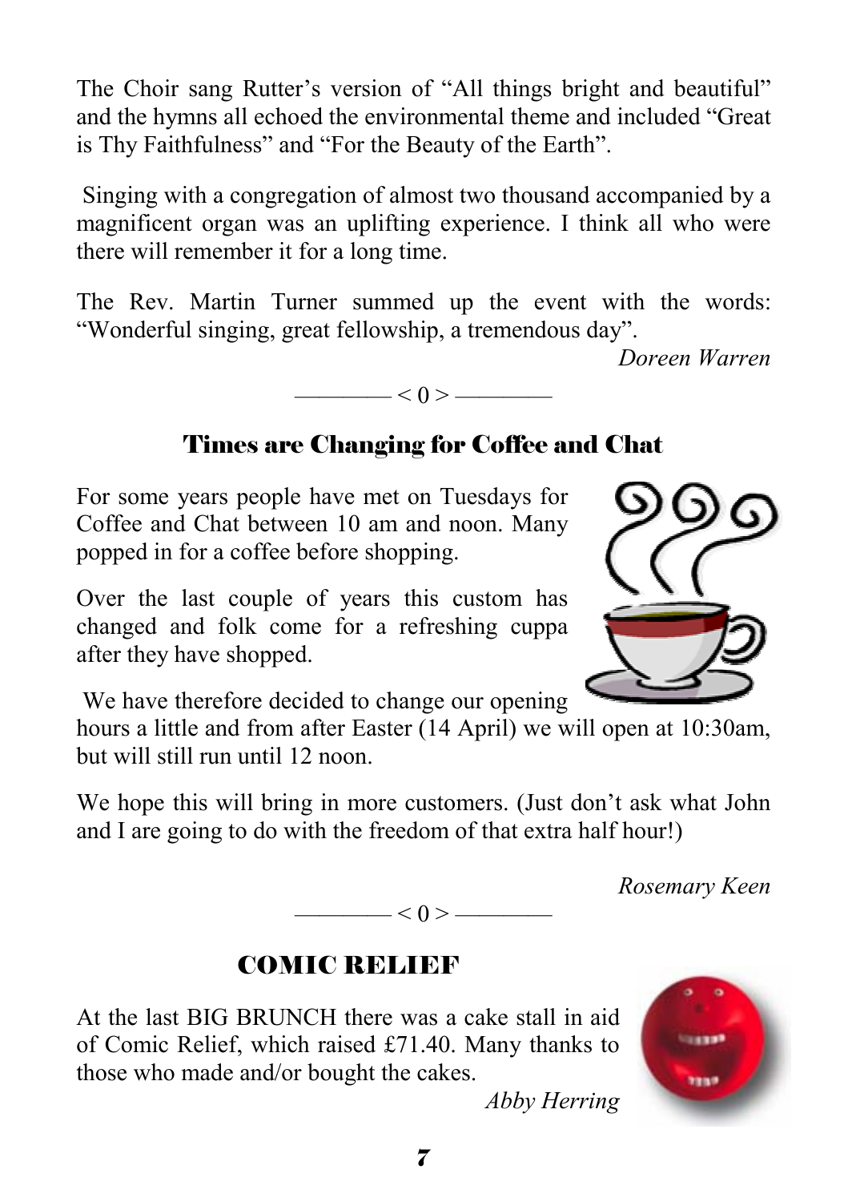The Choir sang Rutter's version of "All things bright and beautiful" and the hymns all echoed the environmental theme and included "Great is Thy Faithfulness" and "For the Beauty of the Earth".

Singing with a congregation of almost two thousand accompanied by a magnificent organ was an uplifting experience. I think all who were there will remember it for a long time.

The Rev. Martin Turner summed up the event with the words: "Wonderful singing, great fellowship, a tremendous day".

*Doreen Warren*

———— < 0 > ————

## Times are Changing for Coffee and Chat

For some years people have met on Tuesdays for Coffee and Chat between 10 am and noon. Many popped in for a coffee before shopping.

Over the last couple of years this custom has changed and folk come for a refreshing cuppa after they have shopped.

We have therefore decided to change our opening hours a little and from after Easter (14 April) we will open at 10:30am, but will still run until 12 noon.

We hope this will bring in more customers. (Just don't ask what John and I are going to do with the freedom of that extra half hour!)

*Rosemary Keen*

———— < 0 > ————

## COMIC RELIEF

At the last BIG BRUNCH there was a cake stall in aid of Comic Relief, which raised £71.40. Many thanks to those who made and/or bought the cakes.

*Abby Herring*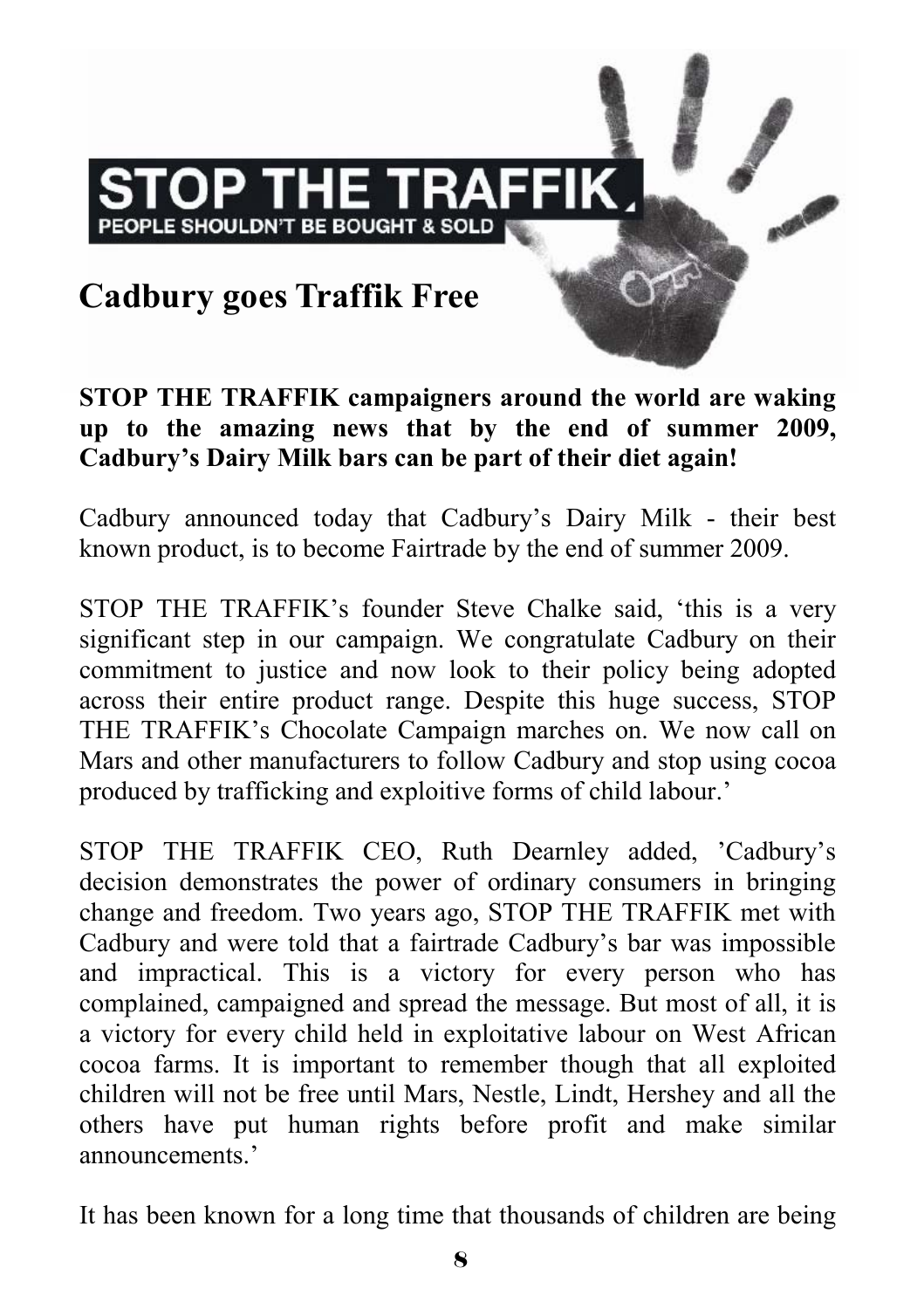**STOP THE TRAFFIK**

PEOPLE SHOULDN'T BE BOUGHT & SOLD

# Cadbury goes Traffik Free

**STOP THE TRAFFIK campaigners around the world are waking up to the amazing news that by the end of summer 2009, Cadbury's Dairy Milk bars can be part of their diet again!**

Cadbury announced today that Cadbury's Dairy Milk - their best known product, is to become Fairtrade by the end of summer 2009.

STOP THE TRAFFIK's founder Steve Chalke said, 'this is a very significant step in our campaign. We congratulate Cadbury on their commitment to justice and now look to their policy being adopted across their entire product range. Despite this huge success, STOP THE TRAFFIK's Chocolate Campaign marches on. We now call on Mars and other manufacturers to follow Cadbury and stop using cocoa produced by trafficking and exploitive forms of child labour.'

STOP THE TRAFFIK CEO, Ruth Dearnley added, 'Cadbury's decision demonstrates the power of ordinary consumers in bringing change and freedom. Two years ago, STOP THE TRAFFIK met with Cadbury and were told that a fairtrade Cadbury's bar was impossible and impractical. This is a victory for every person who has complained, campaigned and spread the message. But most of all, it is a victory for every child held in exploitative labour on West African cocoa farms. It is important to remember though that all exploited children will not be free until Mars, Nestle, Lindt, Hershey and all the others have put human rights before profit and make similar announcements.'

It has been known for a long time that thousands of children are being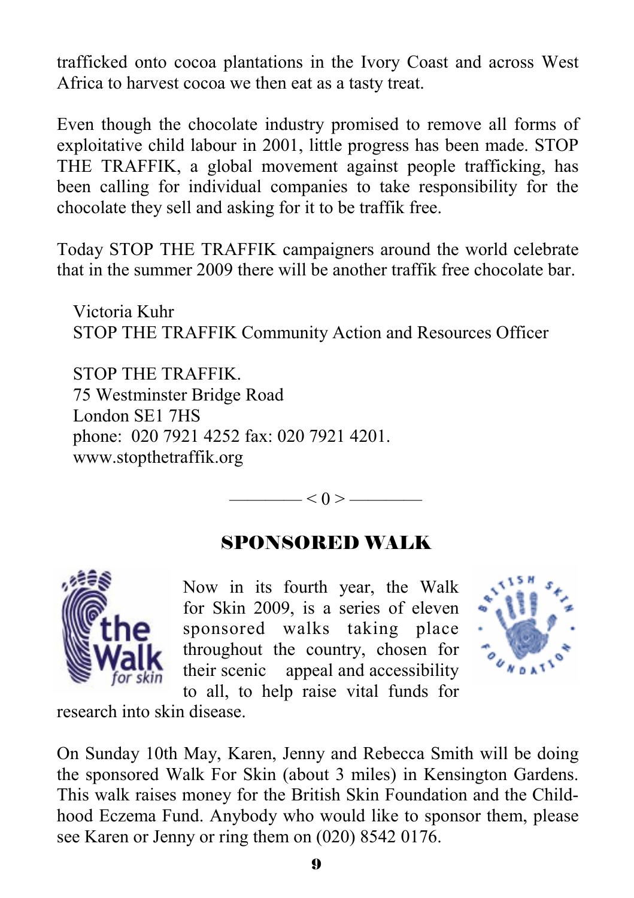trafficked onto cocoa plantations in the Ivory Coast and across West Africa to harvest cocoa we then eat as a tasty treat.

Even though the chocolate industry promised to remove all forms of exploitative child labour in 2001, little progress has been made. STOP THE TRAFFIK, a global movement against people trafficking, has been calling for individual companies to take responsibility for the chocolate they sell and asking for it to be traffik free.

Today STOP THE TRAFFIK campaigners around the world celebrate that in the summer 2009 there will be another traffik free chocolate bar.

Victoria Kuhr
STOP THE TRAFFIK Community Action and Resources Officer

STOP THE TRAFFIK.
75 Westminster Bridge Road
London SE1 7HS
phone: 020 7921 4252 fax: 020 7921 4201.
www.stopthetraffik.org

———— < 0 > ————

## SPONSORED WALK

Now in its fourth year, the Walk for Skin 2009, is a series of eleven sponsored walks taking place throughout the country, chosen for their scenic appeal and accessibility to all, to help raise vital funds for research into skin disease.

On Sunday 10th May, Karen, Jenny and Rebecca Smith will be doing the sponsored Walk For Skin (about 3 miles) in Kensington Gardens. This walk raises money for the British Skin Foundation and the Childhood Eczema Fund. Anybody who would like to sponsor them, please see Karen or Jenny or ring them on (020) 8542 0176.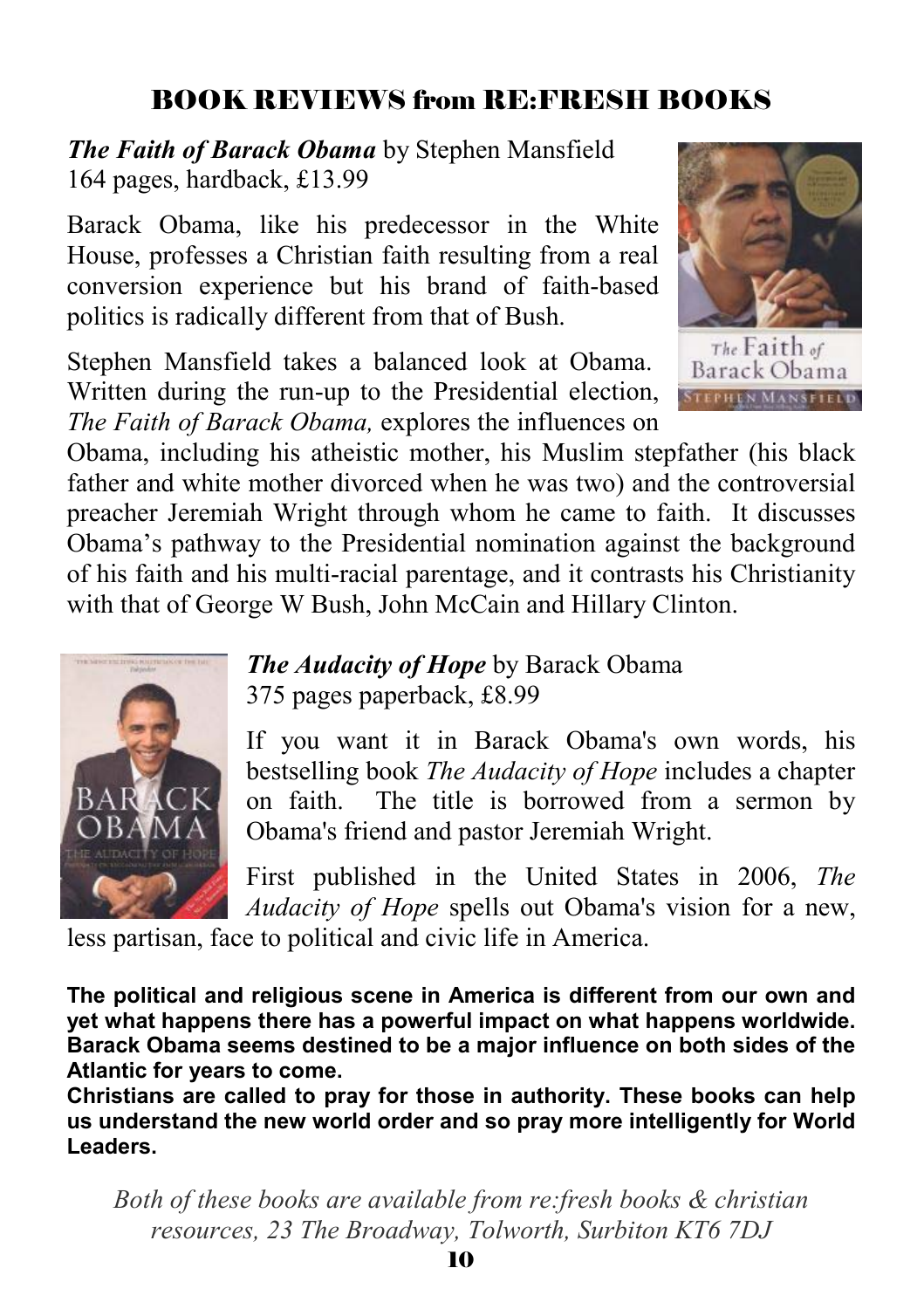# BOOK REVIEWS from RE:FRESH BOOKS

***The Faith of Barack Obama*** by Stephen Mansfield
164 pages, hardback, £13.99

Barack Obama, like his predecessor in the White House, professes a Christian faith resulting from a real conversion experience but his brand of faith-based politics is radically different from that of Bush.

Stephen Mansfield takes a balanced look at Obama. Written during the run-up to the Presidential election, *The Faith of Barack Obama,* explores the influences on Obama, including his atheistic mother, his Muslim stepfather (his black father and white mother divorced when he was two) and the controversial preacher Jeremiah Wright through whom he came to faith. It discusses Obama's pathway to the Presidential nomination against the background of his faith and his multi-racial parentage, and it contrasts his Christianity with that of George W Bush, John McCain and Hillary Clinton.

***The Audacity of Hope*** by Barack Obama
375 pages paperback, £8.99

If you want it in Barack Obama's own words, his bestselling book *The Audacity of Hope* includes a chapter on faith. The title is borrowed from a sermon by Obama's friend and pastor Jeremiah Wright.

First published in the United States in 2006, *The Audacity of Hope* spells out Obama's vision for a new, less partisan, face to political and civic life in America.

**The political and religious scene in America is different from our own and yet what happens there has a powerful impact on what happens worldwide. Barack Obama seems destined to be a major influence on both sides of the Atlantic for years to come.**
**Christians are called to pray for those in authority. These books can help us understand the new world order and so pray more intelligently for World Leaders.**

*Both of these books are available from re:fresh books & christian resources, 23 The Broadway, Tolworth, Surbiton KT6 7DJ*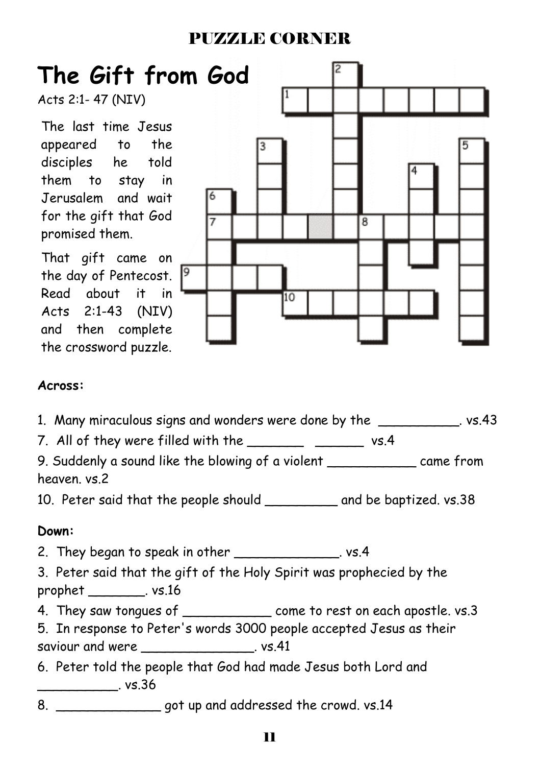# PUZZLE CORNER

## The Gift from God

Acts 2:1- 47 (NIV)

The last time Jesus appeared to the disciples he told them to stay in Jerusalem and wait for the gift that God promised them.

That gift came on the day of Pentecost. Read about it in Acts 2:1-43 (NIV) and then complete the crossword puzzle.

**Across:**

1. Many miraculous signs and wonders were done by the __________. vs.43
7. All of they were filled with the _______ ______ vs.4
9. Suddenly a sound like the blowing of a violent ___________ came from heaven. vs.2
10. Peter said that the people should _________ and be baptized. vs.38

**Down:**

2. They began to speak in other _____________. vs.4
3. Peter said that the gift of the Holy Spirit was prophecied by the prophet _______. vs.16
4. They saw tongues of ___________ come to rest on each apostle. vs.3
5. In response to Peter's words 3000 people accepted Jesus as their saviour and were ______________. vs.41
6. Peter told the people that God had made Jesus both Lord and __________. vs.36
8. _____________ got up and addressed the crowd. vs.14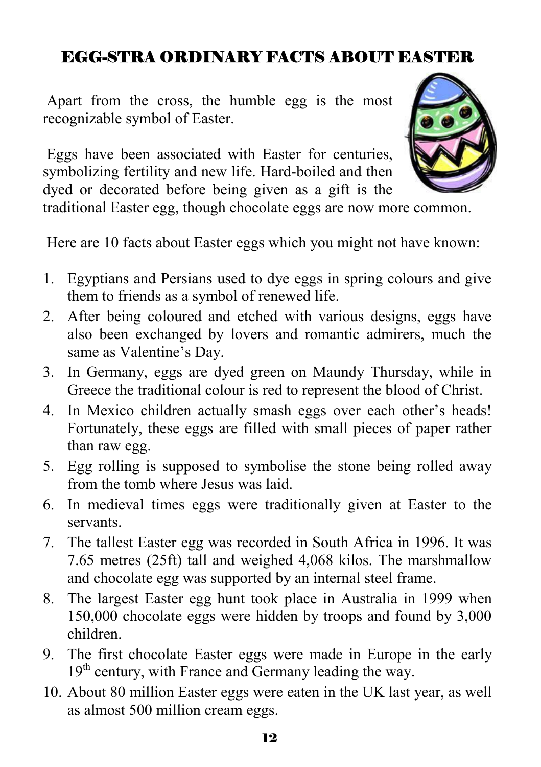## EGG-STRA ORDINARY FACTS ABOUT EASTER

Apart from the cross, the humble egg is the most recognizable symbol of Easter.

Eggs have been associated with Easter for centuries, symbolizing fertility and new life. Hard-boiled and then dyed or decorated before being given as a gift is the traditional Easter egg, though chocolate eggs are now more common.

Here are 10 facts about Easter eggs which you might not have known:

1. Egyptians and Persians used to dye eggs in spring colours and give them to friends as a symbol of renewed life.
2. After being coloured and etched with various designs, eggs have also been exchanged by lovers and romantic admirers, much the same as Valentine's Day.
3. In Germany, eggs are dyed green on Maundy Thursday, while in Greece the traditional colour is red to represent the blood of Christ.
4. In Mexico children actually smash eggs over each other's heads! Fortunately, these eggs are filled with small pieces of paper rather than raw egg.
5. Egg rolling is supposed to symbolise the stone being rolled away from the tomb where Jesus was laid.
6. In medieval times eggs were traditionally given at Easter to the servants.
7. The tallest Easter egg was recorded in South Africa in 1996. It was 7.65 metres (25ft) tall and weighed 4,068 kilos. The marshmallow and chocolate egg was supported by an internal steel frame.
8. The largest Easter egg hunt took place in Australia in 1999 when 150,000 chocolate eggs were hidden by troops and found by 3,000 children.
9. The first chocolate Easter eggs were made in Europe in the early 19th century, with France and Germany leading the way.
10. About 80 million Easter eggs were eaten in the UK last year, as well as almost 500 million cream eggs.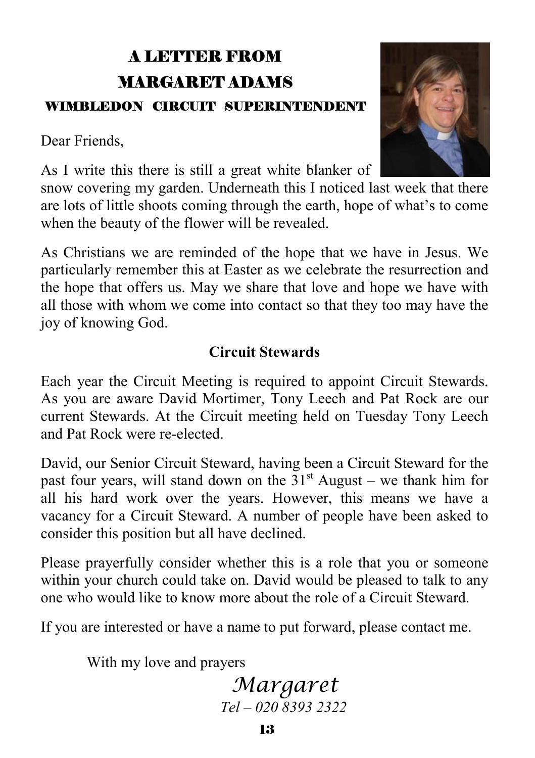# A LETTER FROM MARGARET ADAMS

### WIMBLEDON CIRCUIT SUPERINTENDENT

Dear Friends,

As I write this there is still a great white blanker of snow covering my garden. Underneath this I noticed last week that there are lots of little shoots coming through the earth, hope of what's to come when the beauty of the flower will be revealed.

As Christians we are reminded of the hope that we have in Jesus. We particularly remember this at Easter as we celebrate the resurrection and the hope that offers us. May we share that love and hope we have with all those with whom we come into contact so that they too may have the joy of knowing God.

**Circuit Stewards**

Each year the Circuit Meeting is required to appoint Circuit Stewards. As you are aware David Mortimer, Tony Leech and Pat Rock are our current Stewards. At the Circuit meeting held on Tuesday Tony Leech and Pat Rock were re-elected.

David, our Senior Circuit Steward, having been a Circuit Steward for the past four years, will stand down on the 31st August – we thank him for all his hard work over the years. However, this means we have a vacancy for a Circuit Steward. A number of people have been asked to consider this position but all have declined.

Please prayerfully consider whether this is a role that you or someone within your church could take on. David would be pleased to talk to any one who would like to know more about the role of a Circuit Steward.

If you are interested or have a name to put forward, please contact me.

With my love and prayers

*Margaret*

*Tel – 020 8393 2322*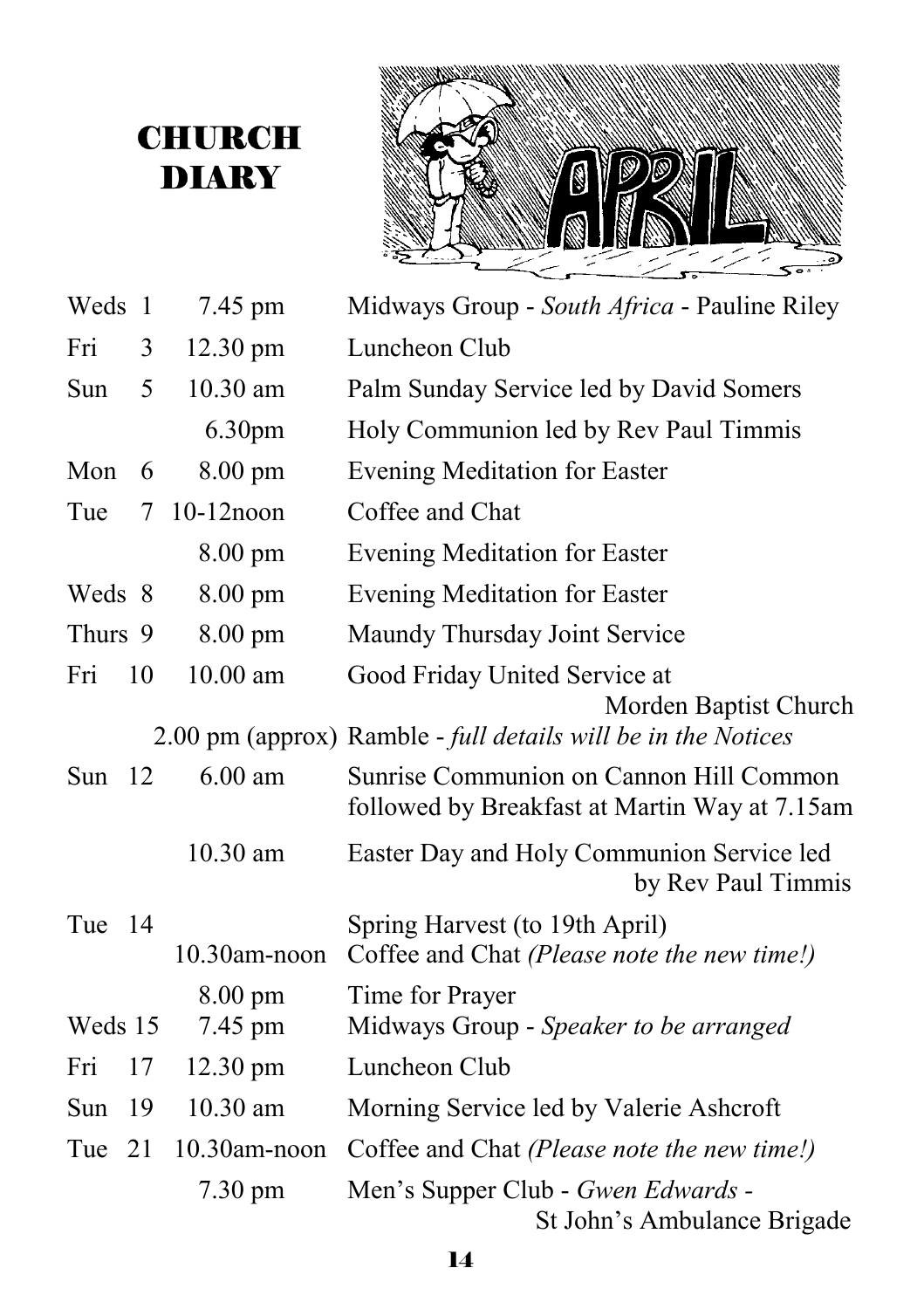# CHURCH DIARY

APRIL

| Day | Date | Time | Event |
|---|---|---|---|
| Weds | 1 | 7.45 pm | Midways Group - *South Africa* - Pauline Riley |
| Fri | 3 | 12.30 pm | Luncheon Club |
| Sun | 5 | 10.30 am | Palm Sunday Service led by David Somers |
| | | 6.30pm | Holy Communion led by Rev Paul Timmis |
| Mon | 6 | 8.00 pm | Evening Meditation for Easter |
| Tue | 7 | 10-12noon | Coffee and Chat |
| | | 8.00 pm | Evening Meditation for Easter |
| Weds | 8 | 8.00 pm | Evening Meditation for Easter |
| Thurs | 9 | 8.00 pm | Maundy Thursday Joint Service |
| Fri | 10 | 10.00 am | Good Friday United Service at Morden Baptist Church |
| | | 2.00 pm (approx) | Ramble - *full details will be in the Notices* |
| Sun | 12 | 6.00 am | Sunrise Communion on Cannon Hill Common followed by Breakfast at Martin Way at 7.15am |
| | | 10.30 am | Easter Day and Holy Communion Service led by Rev Paul Timmis |
| Tue | 14 | | Spring Harvest (to 19th April) |
| | | 10.30am-noon | Coffee and Chat *(Please note the new time!)* |
| | | 8.00 pm | Time for Prayer |
| Weds | 15 | 7.45 pm | Midways Group - *Speaker to be arranged* |
| Fri | 17 | 12.30 pm | Luncheon Club |
| Sun | 19 | 10.30 am | Morning Service led by Valerie Ashcroft |
| Tue | 21 | 10.30am-noon | Coffee and Chat *(Please note the new time!)* |
| | | 7.30 pm | Men's Supper Club - *Gwen Edwards* - St John's Ambulance Brigade |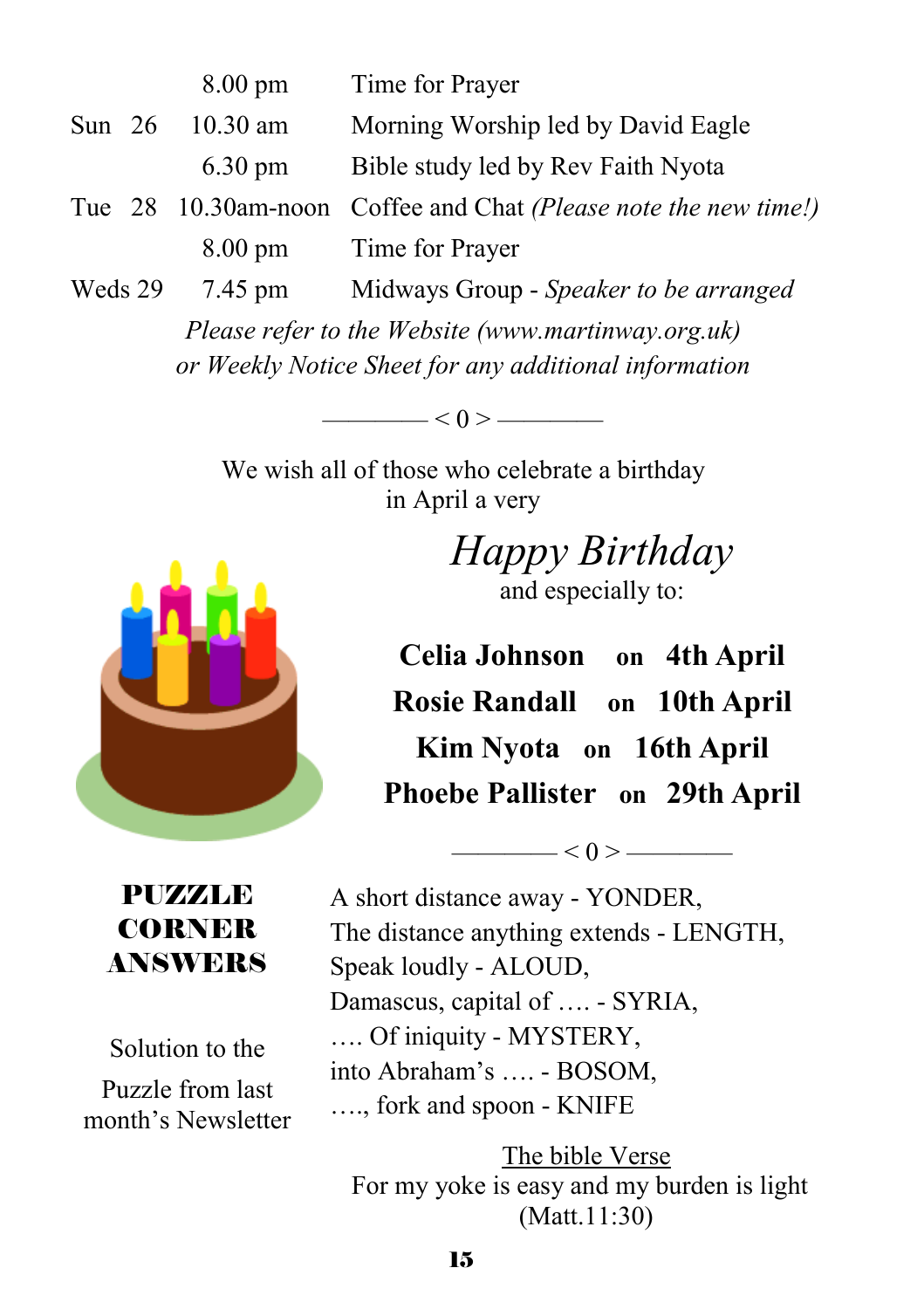| | | |
|---|---|---|
| | 8.00 pm | Time for Prayer |
| Sun 26 | 10.30 am | Morning Worship led by David Eagle |
| | 6.30 pm | Bible study led by Rev Faith Nyota |
| Tue 28 | 10.30am-noon | Coffee and Chat *(Please note the new time!)* |
| | 8.00 pm | Time for Prayer |
| Weds 29 | 7.45 pm | Midways Group - *Speaker to be arranged* |

*Please refer to the Website (www.martinway.org.uk) or Weekly Notice Sheet for any additional information*

———— < 0 > ————

We wish all of those who celebrate a birthday in April a very

*Happy Birthday*

and especially to:

**Celia Johnson on 4th April**

**Rosie Randall on 10th April**

**Kim Nyota on 16th April**

**Phoebe Pallister on 29th April**

———— < 0 > ————

## PUZZLE CORNER ANSWERS

Solution to the Puzzle from last month's Newsletter

A short distance away - YONDER,
The distance anything extends - LENGTH,
Speak loudly - ALOUD,
Damascus, capital of …. - SYRIA,
…. Of iniquity - MYSTERY,
into Abraham's …. - BOSOM,
…., fork and spoon - KNIFE

The bible Verse
For my yoke is easy and my burden is light
(Matt.11:30)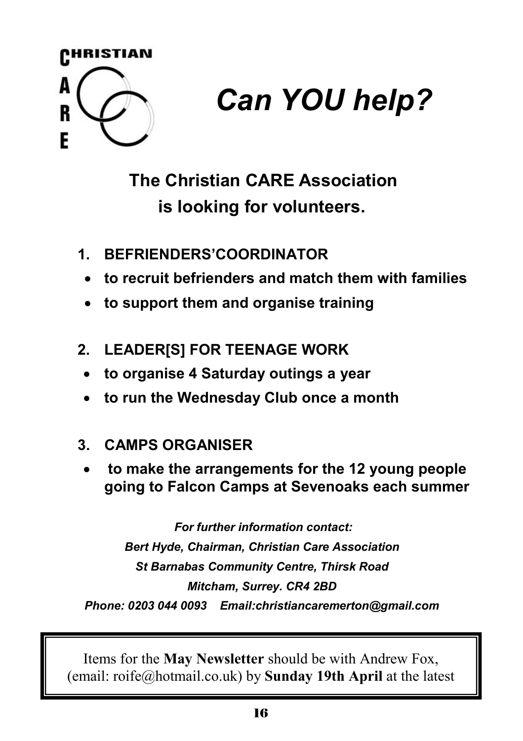CHRISTIAN CARE

# *Can YOU help?*

## The Christian CARE Association is looking for volunteers.

1. **BEFRIENDERS'COORDINATOR**
   - **to recruit befrienders and match them with families**
   - **to support them and organise training**

2. **LEADER[S] FOR TEENAGE WORK**
   - **to organise 4 Saturday outings a year**
   - **to run the Wednesday Club once a month**

3. **CAMPS ORGANISER**
   - **to make the arrangements for the 12 young people going to Falcon Camps at Sevenoaks each summer**

***For further information contact:***
***Bert Hyde, Chairman, Christian Care Association***
***St Barnabas Community Centre, Thirsk Road***
***Mitcham, Surrey. CR4 2BD***
***Phone: 0203 044 0093 Email:christiancaremerton@gmail.com***

---

Items for the **May Newsletter** should be with Andrew Fox, (email: roife@hotmail.co.uk) by **Sunday 19th April** at the latest